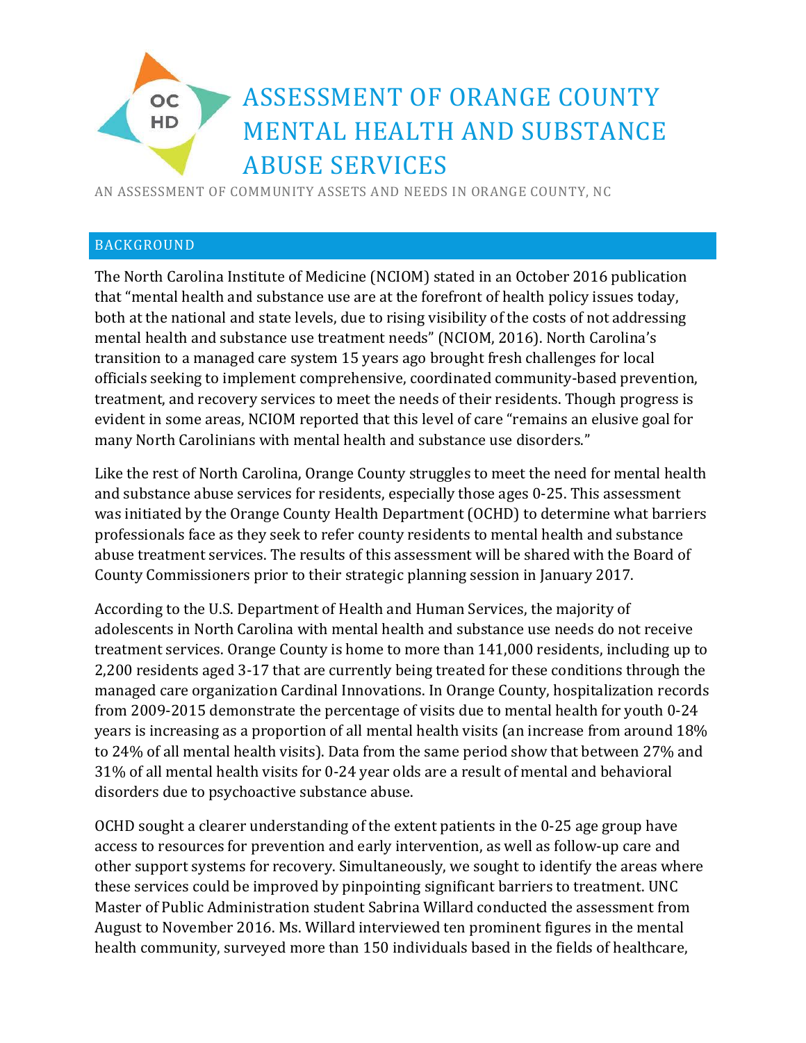# ASSESSMENT OF ORANGE COUNTY MENTAL HEALTH AND SUBSTANCE ABUSE SERVICES

AN ASSESSMENT OF COMMUNITY ASSETS AND NEEDS IN ORANGE COUNTY, NC

## BACKGROUND

The North Carolina Institute of Medicine (NCIOM) stated in an October 2016 publication that "mental health and substance use are at the forefront of health policy issues today, both at the national and state levels, due to rising visibility of the costs of not addressing mental health and substance use treatment needs" (NCIOM, 2016). North Carolina's transition to a managed care system 15 years ago brought fresh challenges for local officials seeking to implement comprehensive, coordinated community-based prevention, treatment, and recovery services to meet the needs of their residents. Though progress is evident in some areas, NCIOM reported that this level of care "remains an elusive goal for many North Carolinians with mental health and substance use disorders."

Like the rest of North Carolina, Orange County struggles to meet the need for mental health and substance abuse services for residents, especially those ages 0-25. This assessment was initiated by the Orange County Health Department (OCHD) to determine what barriers professionals face as they seek to refer county residents to mental health and substance abuse treatment services. The results of this assessment will be shared with the Board of County Commissioners prior to their strategic planning session in January 2017.

According to the U.S. Department of Health and Human Services, the majority of adolescents in North Carolina with mental health and substance use needs do not receive treatment services. Orange County is home to more than 141,000 residents, including up to 2,200 residents aged 3-17 that are currently being treated for these conditions through the managed care organization Cardinal Innovations. In Orange County, hospitalization records from 2009-2015 demonstrate the percentage of visits due to mental health for youth 0-24 years is increasing as a proportion of all mental health visits (an increase from around 18% to 24% of all mental health visits). Data from the same period show that between 27% and 31% of all mental health visits for 0-24 year olds are a result of mental and behavioral disorders due to psychoactive substance abuse.

OCHD sought a clearer understanding of the extent patients in the 0-25 age group have access to resources for prevention and early intervention, as well as follow-up care and other support systems for recovery. Simultaneously, we sought to identify the areas where these services could be improved by pinpointing significant barriers to treatment. UNC Master of Public Administration student Sabrina Willard conducted the assessment from August to November 2016. Ms. Willard interviewed ten prominent figures in the mental health community, surveyed more than 150 individuals based in the fields of healthcare,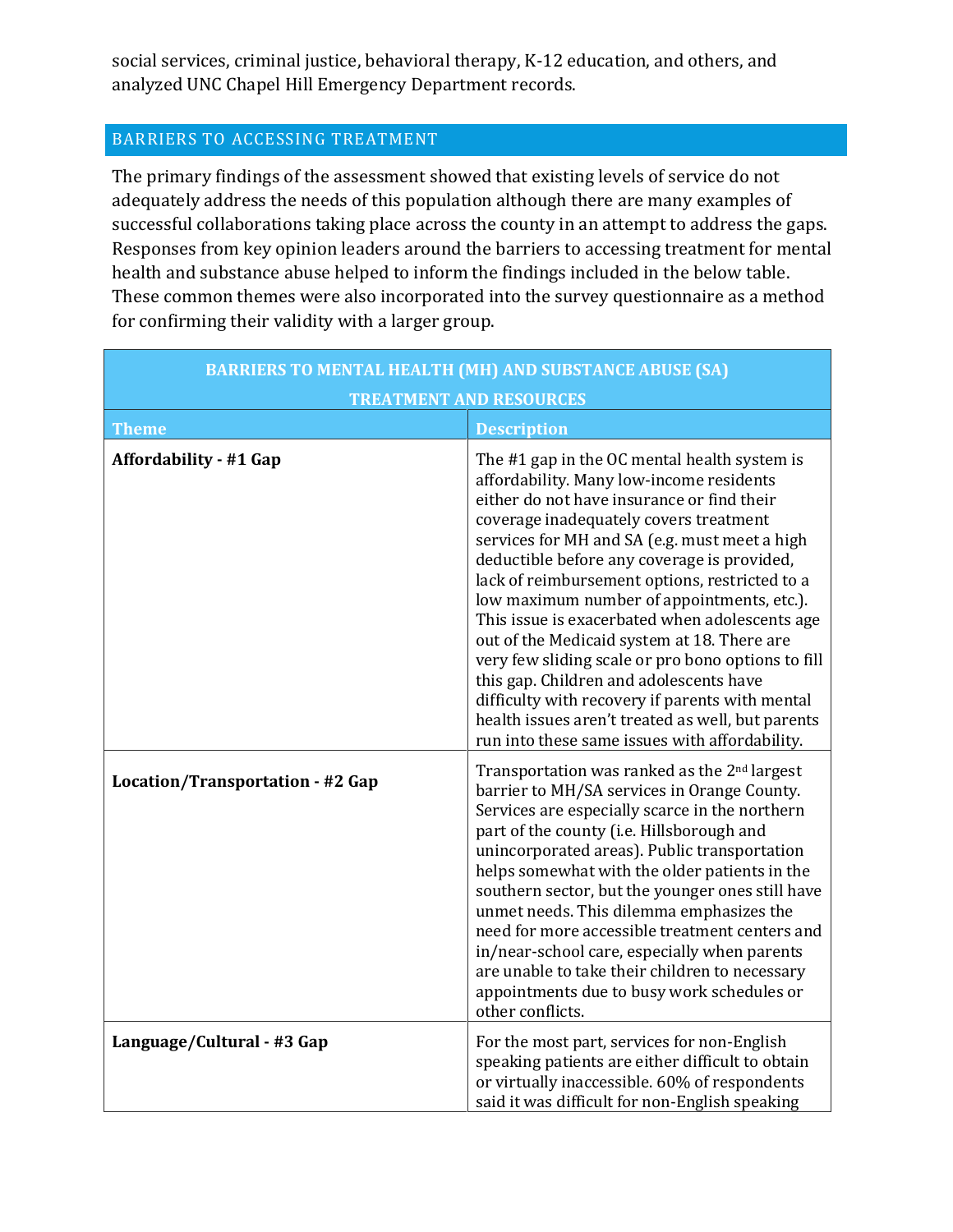social services, criminal justice, behavioral therapy, K-12 education, and others, and analyzed UNC Chapel Hill Emergency Department records.

## BARRIERS TO ACCESSING TREATMENT

The primary findings of the assessment showed that existing levels of service do not adequately address the needs of this population although there are many examples of successful collaborations taking place across the county in an attempt to address the gaps. Responses from key opinion leaders around the barriers to accessing treatment for mental health and substance abuse helped to inform the findings included in the below table. These common themes were also incorporated into the survey questionnaire as a method for confirming their validity with a larger group.

| BARRIERS TO MENTAL HEALTH (MH) AND SUBSTANCE ABUSE (SA) TREATMENT AND RESOURCES | |
|---|---|
| **Theme** | **Description** |
| **Affordability - #1 Gap** | The #1 gap in the OC mental health system is affordability. Many low-income residents either do not have insurance or find their coverage inadequately covers treatment services for MH and SA (e.g. must meet a high deductible before any coverage is provided, lack of reimbursement options, restricted to a low maximum number of appointments, etc.). This issue is exacerbated when adolescents age out of the Medicaid system at 18. There are very few sliding scale or pro bono options to fill this gap. Children and adolescents have difficulty with recovery if parents with mental health issues aren't treated as well, but parents run into these same issues with affordability. |
| **Location/Transportation - #2 Gap** | Transportation was ranked as the 2nd largest barrier to MH/SA services in Orange County. Services are especially scarce in the northern part of the county (i.e. Hillsborough and unincorporated areas). Public transportation helps somewhat with the older patients in the southern sector, but the younger ones still have unmet needs. This dilemma emphasizes the need for more accessible treatment centers and in/near-school care, especially when parents are unable to take their children to necessary appointments due to busy work schedules or other conflicts. |
| **Language/Cultural - #3 Gap** | For the most part, services for non-English speaking patients are either difficult to obtain or virtually inaccessible. 60% of respondents said it was difficult for non-English speaking |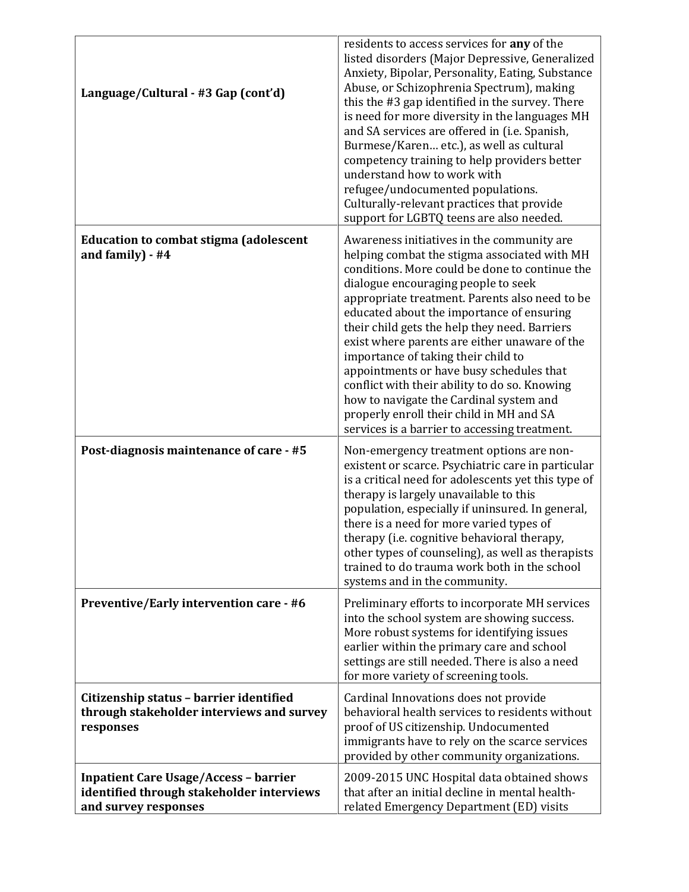| | |
|---|---|
| **Language/Cultural - #3 Gap (cont'd)** | residents to access services for **any** of the listed disorders (Major Depressive, Generalized Anxiety, Bipolar, Personality, Eating, Substance Abuse, or Schizophrenia Spectrum), making this the #3 gap identified in the survey. There is need for more diversity in the languages MH and SA services are offered in (i.e. Spanish, Burmese/Karen… etc.), as well as cultural competency training to help providers better understand how to work with refugee/undocumented populations. Culturally-relevant practices that provide support for LGBTQ teens are also needed. |
| **Education to combat stigma (adolescent and family) - #4** | Awareness initiatives in the community are helping combat the stigma associated with MH conditions. More could be done to continue the dialogue encouraging people to seek appropriate treatment. Parents also need to be educated about the importance of ensuring their child gets the help they need. Barriers exist where parents are either unaware of the importance of taking their child to appointments or have busy schedules that conflict with their ability to do so. Knowing how to navigate the Cardinal system and properly enroll their child in MH and SA services is a barrier to accessing treatment. |
| **Post-diagnosis maintenance of care - #5** | Non-emergency treatment options are non-existent or scarce. Psychiatric care in particular is a critical need for adolescents yet this type of therapy is largely unavailable to this population, especially if uninsured. In general, there is a need for more varied types of therapy (i.e. cognitive behavioral therapy, other types of counseling), as well as therapists trained to do trauma work both in the school systems and in the community. |
| **Preventive/Early intervention care - #6** | Preliminary efforts to incorporate MH services into the school system are showing success. More robust systems for identifying issues earlier within the primary care and school settings are still needed. There is also a need for more variety of screening tools. |
| **Citizenship status – barrier identified through stakeholder interviews and survey responses** | Cardinal Innovations does not provide behavioral health services to residents without proof of US citizenship. Undocumented immigrants have to rely on the scarce services provided by other community organizations. |
| **Inpatient Care Usage/Access – barrier identified through stakeholder interviews and survey responses** | 2009-2015 UNC Hospital data obtained shows that after an initial decline in mental health-related Emergency Department (ED) visits |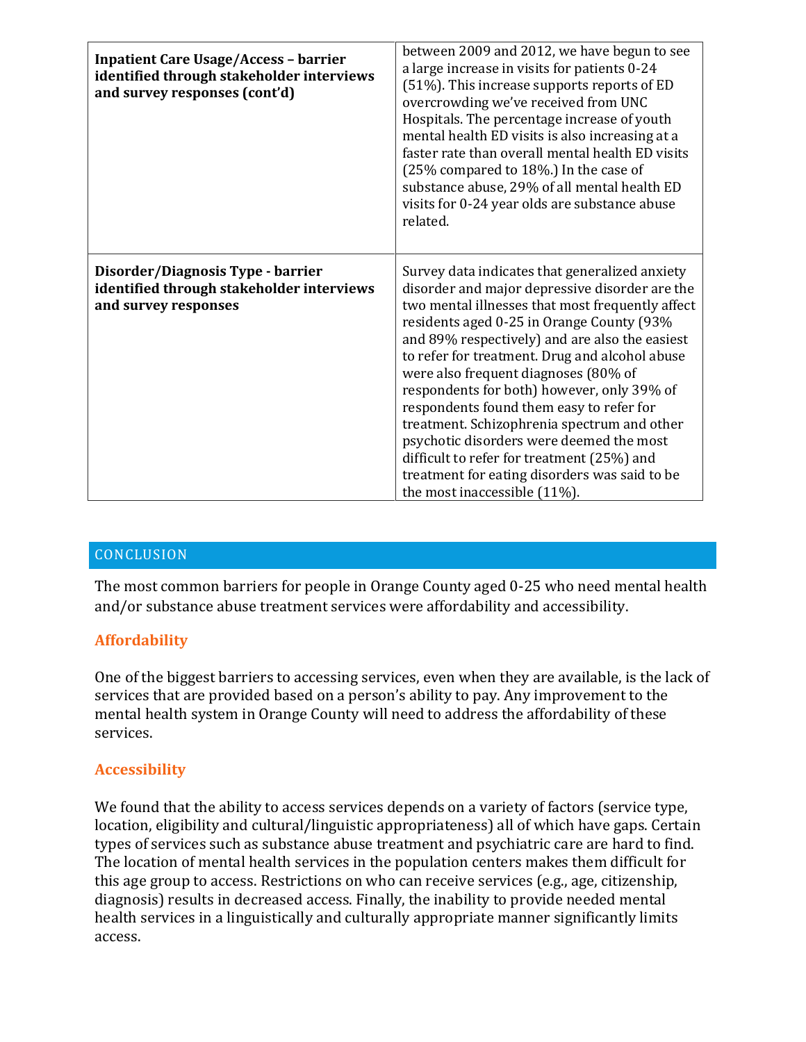| | |
|---|---|
| **Inpatient Care Usage/Access – barrier identified through stakeholder interviews and survey responses (cont'd)** | between 2009 and 2012, we have begun to see a large increase in visits for patients 0-24 (51%). This increase supports reports of ED overcrowding we've received from UNC Hospitals. The percentage increase of youth mental health ED visits is also increasing at a faster rate than overall mental health ED visits (25% compared to 18%.) In the case of substance abuse, 29% of all mental health ED visits for 0-24 year olds are substance abuse related. |
| **Disorder/Diagnosis Type - barrier identified through stakeholder interviews and survey responses** | Survey data indicates that generalized anxiety disorder and major depressive disorder are the two mental illnesses that most frequently affect residents aged 0-25 in Orange County (93% and 89% respectively) and are also the easiest to refer for treatment. Drug and alcohol abuse were also frequent diagnoses (80% of respondents for both) however, only 39% of respondents found them easy to refer for treatment. Schizophrenia spectrum and other psychotic disorders were deemed the most difficult to refer for treatment (25%) and treatment for eating disorders was said to be the most inaccessible (11%). |

## CONCLUSION

The most common barriers for people in Orange County aged 0-25 who need mental health and/or substance abuse treatment services were affordability and accessibility.

### Affordability

One of the biggest barriers to accessing services, even when they are available, is the lack of services that are provided based on a person's ability to pay. Any improvement to the mental health system in Orange County will need to address the affordability of these services.

### Accessibility

We found that the ability to access services depends on a variety of factors (service type, location, eligibility and cultural/linguistic appropriateness) all of which have gaps. Certain types of services such as substance abuse treatment and psychiatric care are hard to find. The location of mental health services in the population centers makes them difficult for this age group to access. Restrictions on who can receive services (e.g., age, citizenship, diagnosis) results in decreased access. Finally, the inability to provide needed mental health services in a linguistically and culturally appropriate manner significantly limits access.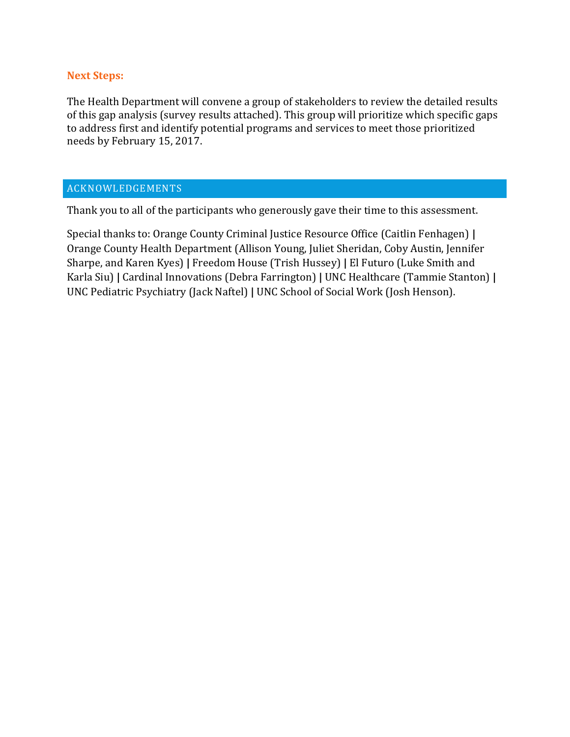**Next Steps:**

The Health Department will convene a group of stakeholders to review the detailed results of this gap analysis (survey results attached). This group will prioritize which specific gaps to address first and identify potential programs and services to meet those prioritized needs by February 15, 2017.

## ACKNOWLEDGEMENTS

Thank you to all of the participants who generously gave their time to this assessment.

Special thanks to: Orange County Criminal Justice Resource Office (Caitlin Fenhagen) **|** Orange County Health Department (Allison Young, Juliet Sheridan, Coby Austin, Jennifer Sharpe, and Karen Kyes) **|** Freedom House (Trish Hussey) **|** El Futuro (Luke Smith and Karla Siu) **|** Cardinal Innovations (Debra Farrington) **|** UNC Healthcare (Tammie Stanton) **|** UNC Pediatric Psychiatry (Jack Naftel) **|** UNC School of Social Work (Josh Henson).